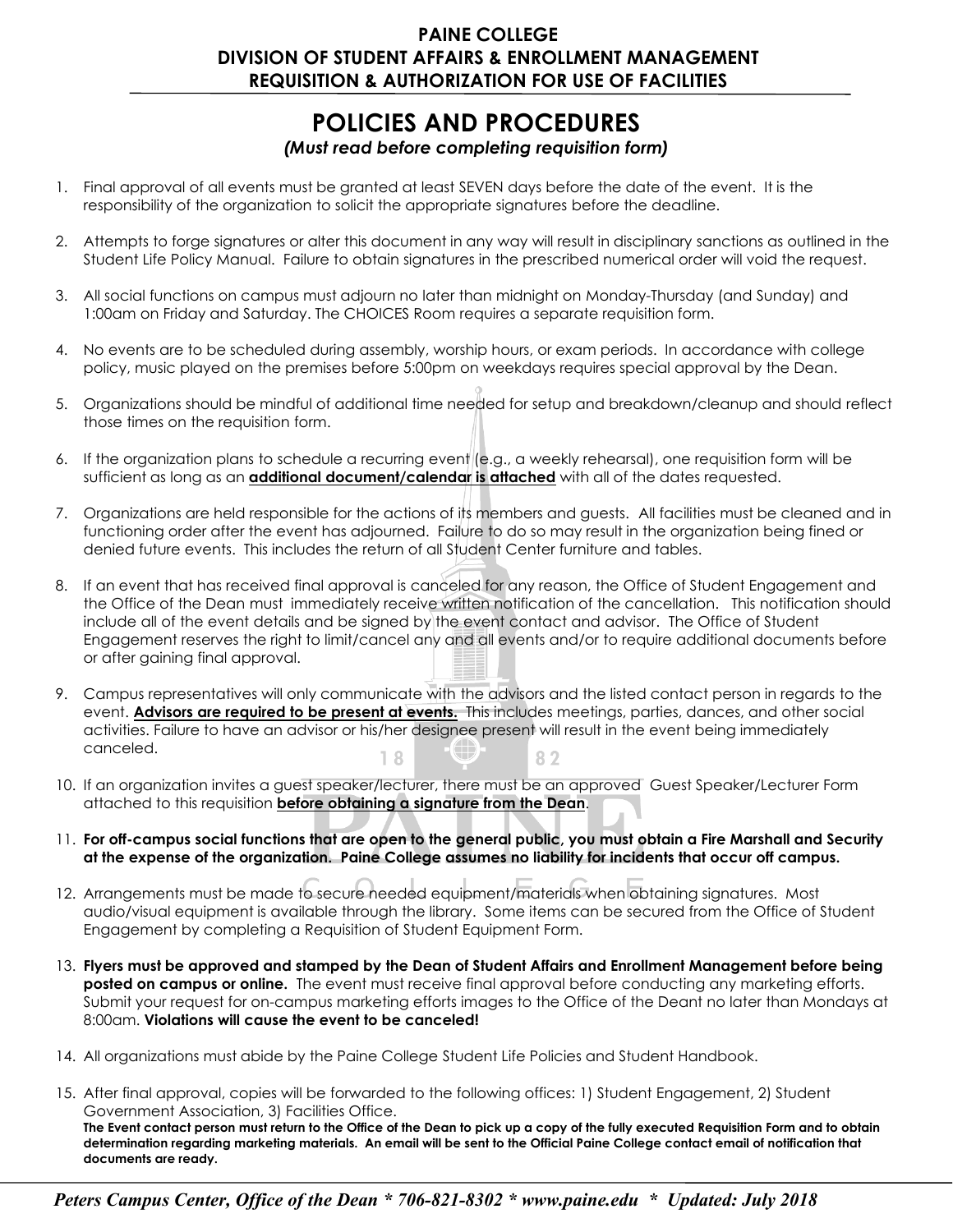**PAINE COLLEGE**
**DIVISION OF STUDENT AFFAIRS & ENROLLMENT MANAGEMENT**
**REQUISITION & AUTHORIZATION FOR USE OF FACILITIES**

# POLICIES AND PROCEDURES

***(Must read before completing requisition form)***

1. Final approval of all events must be granted at least SEVEN days before the date of the event. It is the responsibility of the organization to solicit the appropriate signatures before the deadline.

2. Attempts to forge signatures or alter this document in any way will result in disciplinary sanctions as outlined in the Student Life Policy Manual. Failure to obtain signatures in the prescribed numerical order will void the request.

3. All social functions on campus must adjourn no later than midnight on Monday-Thursday (and Sunday) and 1:00am on Friday and Saturday. The CHOICES Room requires a separate requisition form.

4. No events are to be scheduled during assembly, worship hours, or exam periods. In accordance with college policy, music played on the premises before 5:00pm on weekdays requires special approval by the Dean.

5. Organizations should be mindful of additional time needed for setup and breakdown/cleanup and should reflect those times on the requisition form.

6. If the organization plans to schedule a recurring event (e.g., a weekly rehearsal), one requisition form will be sufficient as long as an **additional document/calendar is attached** with all of the dates requested.

7. Organizations are held responsible for the actions of its members and guests. All facilities must be cleaned and in functioning order after the event has adjourned. Failure to do so may result in the organization being fined or denied future events. This includes the return of all Student Center furniture and tables.

8. If an event that has received final approval is canceled for any reason, the Office of Student Engagement and the Office of the Dean must immediately receive written notification of the cancellation. This notification should include all of the event details and be signed by the event contact and advisor. The Office of Student Engagement reserves the right to limit/cancel any and all events and/or to require additional documents before or after gaining final approval.

9. Campus representatives will only communicate with the advisors and the listed contact person in regards to the event. **Advisors are required to be present at events.** This includes meetings, parties, dances, and other social activities. Failure to have an advisor or his/her designee present will result in the event being immediately canceled.

10. If an organization invites a guest speaker/lecturer, there must be an approved Guest Speaker/Lecturer Form attached to this requisition **before obtaining a signature from the Dean**.

11. **For off-campus social functions that are open to the general public, you must obtain a Fire Marshall and Security at the expense of the organization. Paine College assumes no liability for incidents that occur off campus.**

12. Arrangements must be made to secure needed equipment/materials when obtaining signatures. Most audio/visual equipment is available through the library. Some items can be secured from the Office of Student Engagement by completing a Requisition of Student Equipment Form.

13. **Flyers must be approved and stamped by the Dean of Student Affairs and Enrollment Management before being posted on campus or online.** The event must receive final approval before conducting any marketing efforts. Submit your request for on-campus marketing efforts images to the Office of the Deant no later than Mondays at 8:00am. **Violations will cause the event to be canceled!**

14. All organizations must abide by the Paine College Student Life Policies and Student Handbook.

15. After final approval, copies will be forwarded to the following offices: 1) Student Engagement, 2) Student Government Association, 3) Facilities Office.
**The Event contact person must return to the Office of the Dean to pick up a copy of the fully executed Requisition Form and to obtain determination regarding marketing materials. An email will be sent to the Official Paine College contact email of notification that documents are ready.**

***Peters Campus Center, Office of the Dean * 706-821-8302 * www.paine.edu * Updated: July 2018***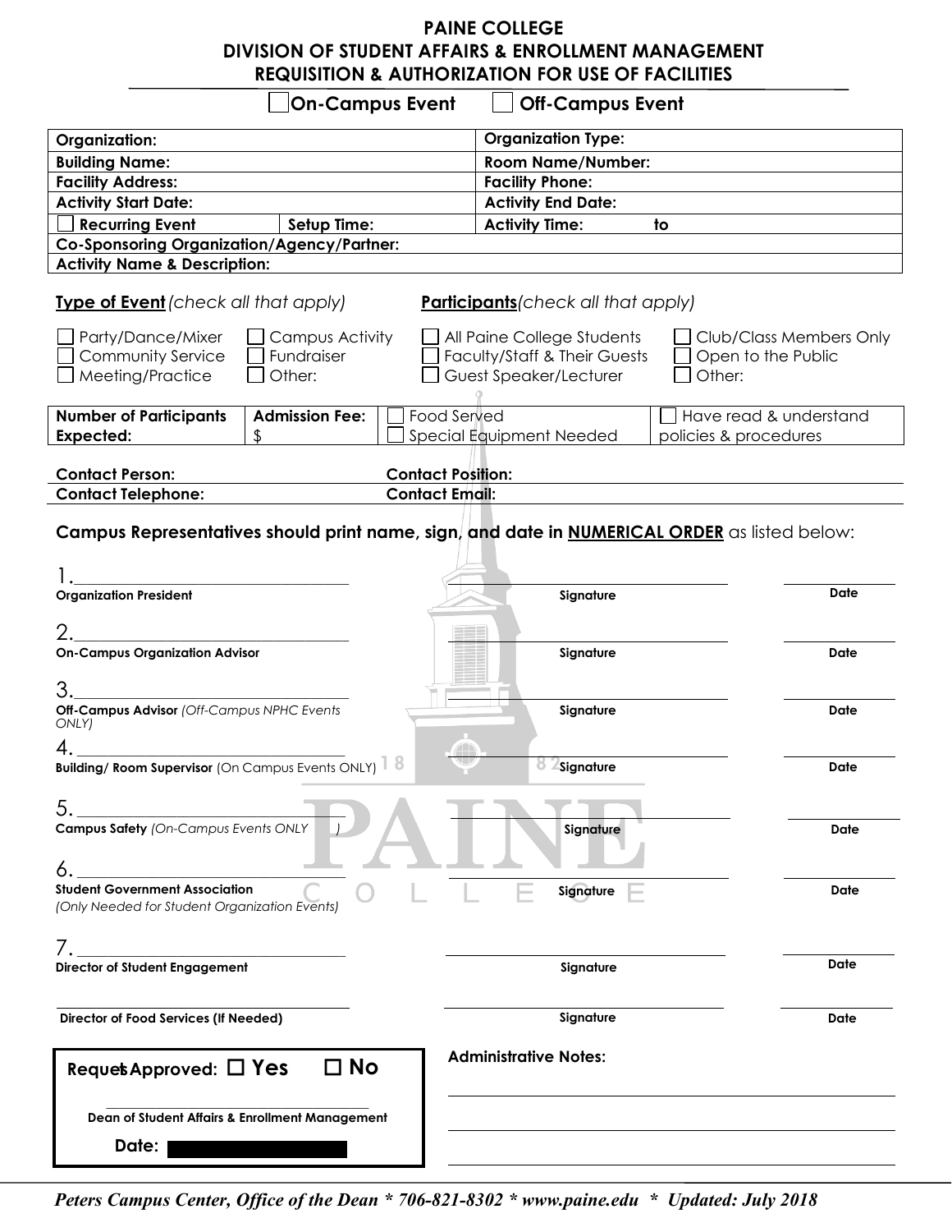# PAINE COLLEGE
## DIVISION OF STUDENT AFFAIRS & ENROLLMENT MANAGEMENT
## REQUISITION & AUTHORIZATION FOR USE OF FACILITIES

☐ **On-Campus Event** ☐ **Off-Campus Event**

| | |
|---|---|
| **Organization:** | **Organization Type:** |
| **Building Name:** | **Room Name/Number:** |
| **Facility Address:** | **Facility Phone:** |
| **Activity Start Date:** | **Activity End Date:** |
| ☐ **Recurring Event** **Setup Time:** | **Activity Time:** **to** |
| **Co-Sponsoring Organization/Agency/Partner:** | |
| **Activity Name & Description:** | |

**Type of Event** *(check all that apply)*

☐ Party/Dance/Mixer ☐ Campus Activity
☐ Community Service ☐ Fundraiser
☐ Meeting/Practice ☐ Other:

**Participants** *(check all that apply)*

☐ All Paine College Students ☐ Club/Class Members Only
☐ Faculty/Staff & Their Guests ☐ Open to the Public
☐ Guest Speaker/Lecturer ☐ Other:

| | | | |
|---|---|---|---|
| **Number of Participants Expected:** | **Admission Fee:** $ | ☐ Food Served ☐ Special Equipment Needed | ☐ Have read & understand policies & procedures |

**Contact Person:** **Contact Position:**
**Contact Telephone:** **Contact Email:**

**Campus Representatives should print name, sign, and date in NUMERICAL ORDER as listed below:**

1.\_\_\_\_\_\_\_\_\_\_\_\_\_\_\_\_\_\_\_\_\_\_\_\_\_\_\_\_\_\_
**Organization President** **Signature** **Date**

2.\_\_\_\_\_\_\_\_\_\_\_\_\_\_\_\_\_\_\_\_\_\_\_\_\_\_\_\_\_\_
**On-Campus Organization Advisor** **Signature** **Date**

3.\_\_\_\_\_\_\_\_\_\_\_\_\_\_\_\_\_\_\_\_\_\_\_\_\_\_\_\_\_\_
**Off-Campus Advisor** *(Off-Campus NPHC Events ONLY)* **Signature** **Date**

4.\_\_\_\_\_\_\_\_\_\_\_\_\_\_\_\_\_\_\_\_\_\_\_\_\_\_\_\_\_\_
**Building/ Room Supervisor** (On Campus Events ONLY) **Signature** **Date**

5.\_\_\_\_\_\_\_\_\_\_\_\_\_\_\_\_\_\_\_\_\_\_\_\_\_\_\_\_\_\_
**Campus Safety** *(On-Campus Events ONLY )* **Signature** **Date**

6.\_\_\_\_\_\_\_\_\_\_\_\_\_\_\_\_\_\_\_\_\_\_\_\_\_\_\_\_\_\_
**Student Government Association** *(Only Needed for Student Organization Events)* **Signature** **Date**

7.\_\_\_\_\_\_\_\_\_\_\_\_\_\_\_\_\_\_\_\_\_\_\_\_\_\_\_\_\_\_
**Director of Student Engagement** **Signature** **Date**

\_\_\_\_\_\_\_\_\_\_\_\_\_\_\_\_\_\_\_\_\_\_\_\_\_\_\_\_\_\_
**Director of Food Services (If Needed)** **Signature** **Date**

**Request Approved: ☐ Yes ☐ No**

\_\_\_\_\_\_\_\_\_\_\_\_\_\_\_\_\_\_\_\_\_\_\_\_\_\_\_\_\_\_
**Dean of Student Affairs & Enrollment Management**

**Date:**

**Administrative Notes:**

*Peters Campus Center, Office of the Dean * 706-821-8302 * www.paine.edu * Updated: July 2018*